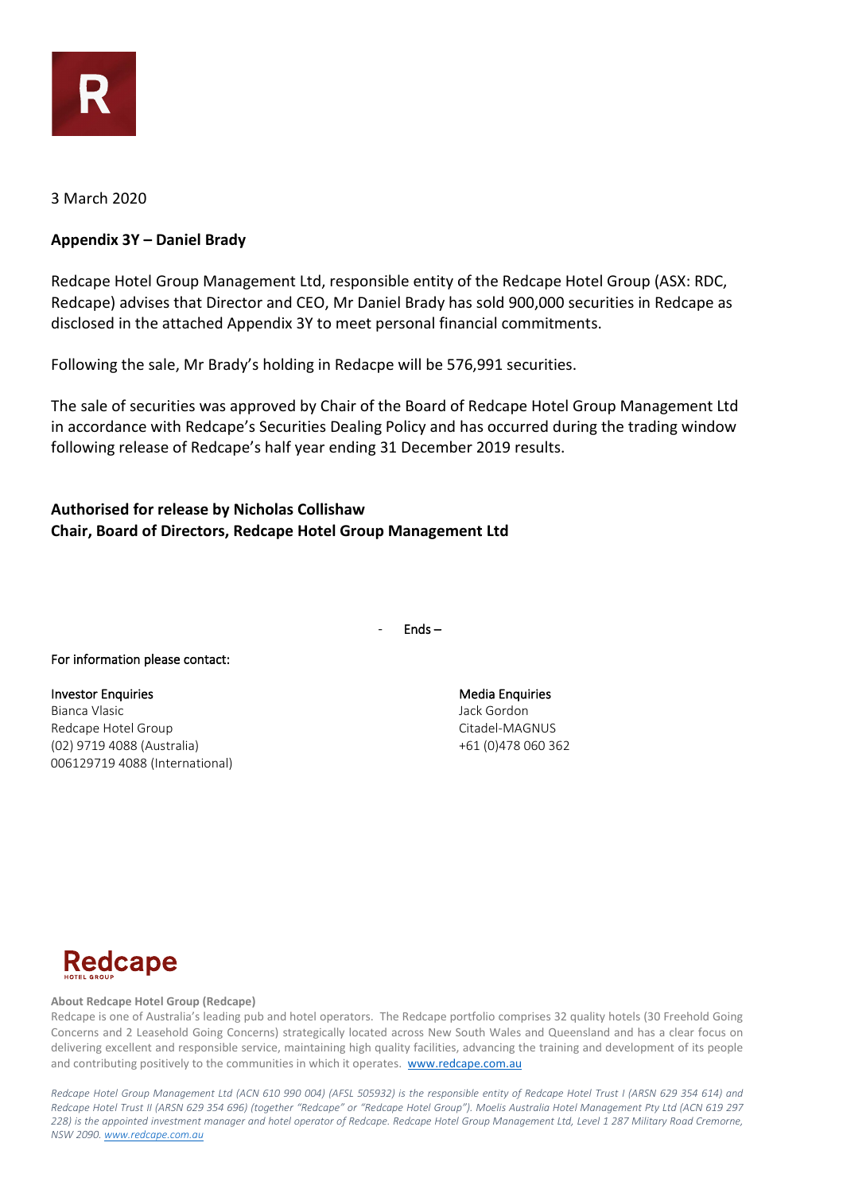3 March 2020

**Appendix 3Y – Daniel Brady**

Redcape Hotel Group Management Ltd, responsible entity of the Redcape Hotel Group (ASX: RDC, Redcape) advises that Director and CEO, Mr Daniel Brady has sold 900,000 securities in Redcape as disclosed in the attached Appendix 3Y to meet personal financial commitments.

Following the sale, Mr Brady's holding in Redacpe will be 576,991 securities.

The sale of securities was approved by Chair of the Board of Redcape Hotel Group Management Ltd in accordance with Redcape's Securities Dealing Policy and has occurred during the trading window following release of Redcape's half year ending 31 December 2019 results.

**Authorised for release by Nicholas Collishaw**
**Chair, Board of Directors, Redcape Hotel Group Management Ltd**

- Ends –

For information please contact:

Investor Enquiries
Bianca Vlasic
Redcape Hotel Group
(02) 9719 4088 (Australia)
006129719 4088 (International)

Media Enquiries
Jack Gordon
Citadel-MAGNUS
+61 (0)478 060 362

Redcape HOTEL GROUP

**About Redcape Hotel Group (Redcape)**

Redcape is one of Australia's leading pub and hotel operators. The Redcape portfolio comprises 32 quality hotels (30 Freehold Going Concerns and 2 Leasehold Going Concerns) strategically located across New South Wales and Queensland and has a clear focus on delivering excellent and responsible service, maintaining high quality facilities, advancing the training and development of its people and contributing positively to the communities in which it operates. www.redcape.com.au

*Redcape Hotel Group Management Ltd (ACN 610 990 004) (AFSL 505932) is the responsible entity of Redcape Hotel Trust I (ARSN 629 354 614) and Redcape Hotel Trust II (ARSN 629 354 696) (together "Redcape" or "Redcape Hotel Group"). Moelis Australia Hotel Management Pty Ltd (ACN 619 297 228) is the appointed investment manager and hotel operator of Redcape. Redcape Hotel Group Management Ltd, Level 1 287 Military Road Cremorne, NSW 2090. www.redcape.com.au*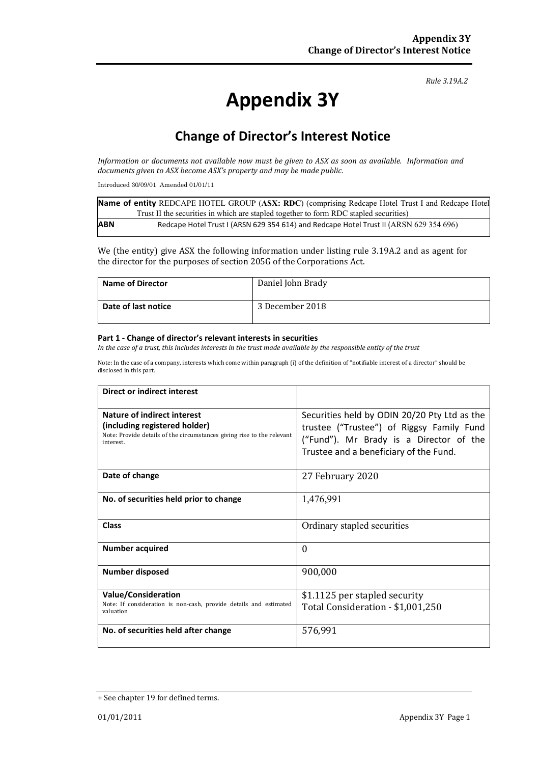*Rule 3.19A.2*

# Appendix 3Y

## Change of Director's Interest Notice

*Information or documents not available now must be given to ASX as soon as available. Information and documents given to ASX become ASX's property and may be made public.*

Introduced 30/09/01 Amended 01/01/11

| | |
|---|---|
| **Name of entity** | REDCAPE HOTEL GROUP (**ASX: RDC**) (comprising Redcape Hotel Trust I and Redcape Hotel Trust II the securities in which are stapled together to form RDC stapled securities) |
| **ABN** | Redcape Hotel Trust I (ARSN 629 354 614) and Redcape Hotel Trust II (ARSN 629 354 696) |

We (the entity) give ASX the following information under listing rule 3.19A.2 and as agent for the director for the purposes of section 205G of the Corporations Act.

| | |
|---|---|
| **Name of Director** | Daniel John Brady |
| **Date of last notice** | 3 December 2018 |

**Part 1 - Change of director's relevant interests in securities**

*In the case of a trust, this includes interests in the trust made available by the responsible entity of the trust*

Note: In the case of a company, interests which come within paragraph (i) of the definition of "notifiable interest of a director" should be disclosed in this part.

| | |
|---|---|
| **Direct or indirect interest** | |
| **Nature of indirect interest (including registered holder)**<br>Note: Provide details of the circumstances giving rise to the relevant interest. | Securities held by ODIN 20/20 Pty Ltd as the trustee ("Trustee") of Riggsy Family Fund ("Fund"). Mr Brady is a Director of the Trustee and a beneficiary of the Fund. |
| **Date of change** | 27 February 2020 |
| **No. of securities held prior to change** | 1,476,991 |
| **Class** | Ordinary stapled securities |
| **Number acquired** | 0 |
| **Number disposed** | 900,000 |
| **Value/Consideration**<br>Note: If consideration is non-cash, provide details and estimated valuation | \$1.1125 per stapled security<br>Total Consideration - \$1,001,250 |
| **No. of securities held after change** | 576,991 |

+ See chapter 19 for defined terms.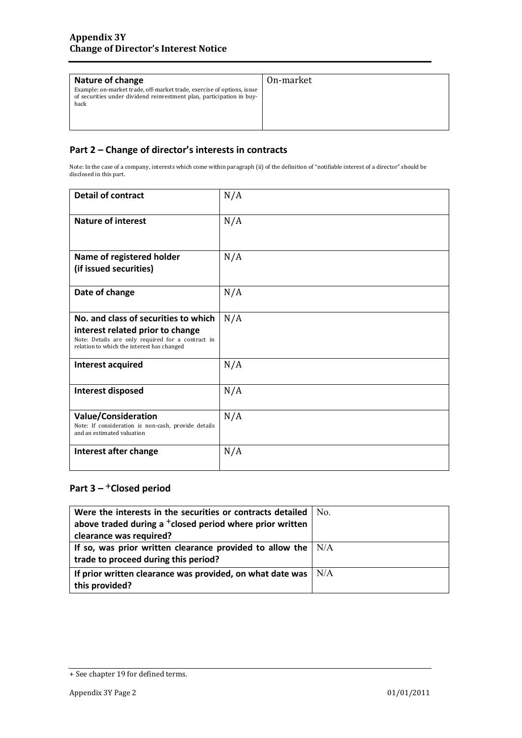| | |
|---|---|
| **Nature of change**<br>Example: on-market trade, off-market trade, exercise of options, issue of securities under dividend reinvestment plan, participation in buy-back | On-market |

## Part 2 – Change of director's interests in contracts

Note: In the case of a company, interests which come within paragraph (ii) of the definition of "notifiable interest of a director" should be disclosed in this part.

| | |
|---|---|
| **Detail of contract** | N/A |
| **Nature of interest** | N/A |
| **Name of registered holder (if issued securities)** | N/A |
| **Date of change** | N/A |
| **No. and class of securities to which interest related prior to change**<br>Note: Details are only required for a contract in relation to which the interest has changed | N/A |
| **Interest acquired** | N/A |
| **Interest disposed** | N/A |
| **Value/Consideration**<br>Note: If consideration is non-cash, provide details and an estimated valuation | N/A |
| **Interest after change** | N/A |

## Part 3 – +Closed period

| | |
|---|---|
| **Were the interests in the securities or contracts detailed above traded during a +closed period where prior written clearance was required?** | No. |
| **If so, was prior written clearance provided to allow the trade to proceed during this period?** | N/A |
| **If prior written clearance was provided, on what date was this provided?** | N/A |

+ See chapter 19 for defined terms.